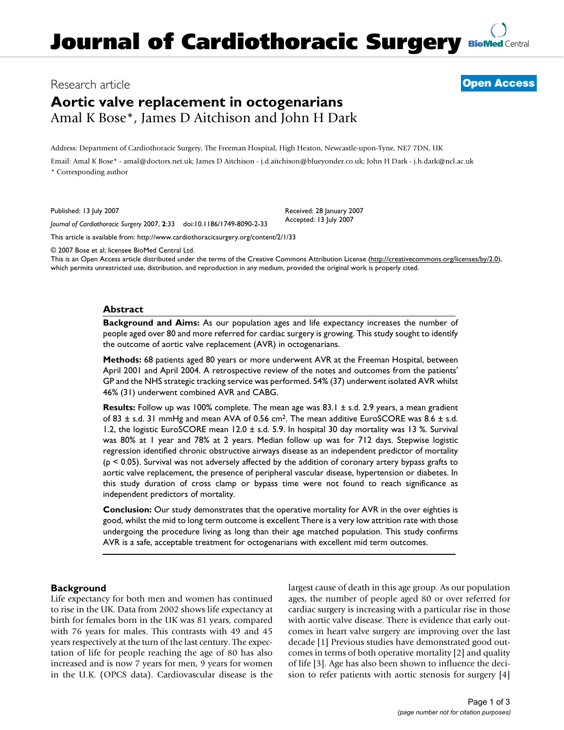# Journal of Cardiothoracic Surgery

Research article

**Open Access**

## Aortic valve replacement in octogenarians

Amal K Bose*, James D Aitchison and John H Dark

Address: Department of Cardiothoracic Surgery, The Freeman Hospital, High Heaton, Newcastle-upon-Tyne, NE7 7DN, UK

Email: Amal K Bose* - amal@doctors.net.uk; James D Aitchison - j.d.aitchison@blueyonder.co.uk; John H Dark - j.h.dark@ncl.ac.uk

* Corresponding author

Published: 13 July 2007

*Journal of Cardiothoracic Surgery* 2007, **2**:33 doi:10.1186/1749-8090-2-33

Received: 28 January 2007
Accepted: 13 July 2007

This article is available from: http://www.cardiothoracicsurgery.org/content/2/1/33

© 2007 Bose et al; licensee BioMed Central Ltd.

This is an Open Access article distributed under the terms of the Creative Commons Attribution License (http://creativecommons.org/licenses/by/2.0), which permits unrestricted use, distribution, and reproduction in any medium, provided the original work is properly cited.

### Abstract

**Background and Aims:** As our population ages and life expectancy increases the number of people aged over 80 and more referred for cardiac surgery is growing. This study sought to identify the outcome of aortic valve replacement (AVR) in octogenarians.

**Methods:** 68 patients aged 80 years or more underwent AVR at the Freeman Hospital, between April 2001 and April 2004. A retrospective review of the notes and outcomes from the patients' GP and the NHS strategic tracking service was performed. 54% (37) underwent isolated AVR whilst 46% (31) underwent combined AVR and CABG.

**Results:** Follow up was 100% complete. The mean age was 83.1 ± s.d. 2.9 years, a mean gradient of 83 ± s.d. 31 mmHg and mean AVA of 0.56 $cm^2$. The mean additive EuroSCORE was 8.6 ± s.d. 1.2, the logistic EuroSCORE mean 12.0 ± s.d. 5.9. In hospital 30 day mortality was 13 %. Survival was 80% at 1 year and 78% at 2 years. Median follow up was for 712 days. Stepwise logistic regression identified chronic obstructive airways disease as an independent predictor of mortality ($p < 0.05$). Survival was not adversely affected by the addition of coronary artery bypass grafts to aortic valve replacement, the presence of peripheral vascular disease, hypertension or diabetes. In this study duration of cross clamp or bypass time were not found to reach significance as independent predictors of mortality.

**Conclusion:** Our study demonstrates that the operative mortality for AVR in the over eighties is good, whilst the mid to long term outcome is excellent There is a very low attrition rate with those undergoing the procedure living as long than their age matched population. This study confirms AVR is a safe, acceptable treatment for octogenarians with excellent mid term outcomes.

### Background

Life expectancy for both men and women has continued to rise in the UK. Data from 2002 shows life expectancy at birth for females born in the UK was 81 years, compared with 76 years for males. This contrasts with 49 and 45 years respectively at the turn of the last century. The expectation of life for people reaching the age of 80 has also increased and is now 7 years for men, 9 years for women in the U.K. (OPCS data). Cardiovascular disease is the largest cause of death in this age group. As our population ages, the number of people aged 80 or over referred for cardiac surgery is increasing with a particular rise in those with aortic valve disease. There is evidence that early outcomes in heart valve surgery are improving over the last decade [1] Previous studies have demonstrated good outcomes in terms of both operative mortality [2] and quality of life [3]. Age has also been shown to influence the decision to refer patients with aortic stenosis for surgery [4]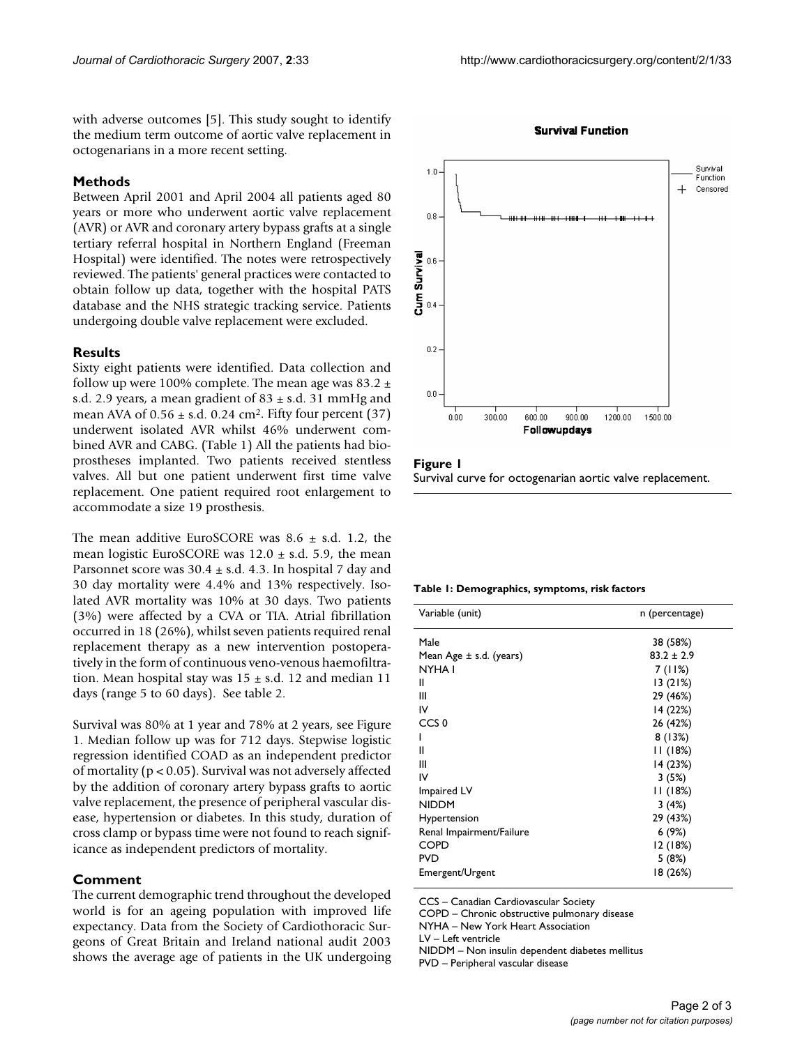with adverse outcomes [5]. This study sought to identify the medium term outcome of aortic valve replacement in octogenarians in a more recent setting.

## Methods

Between April 2001 and April 2004 all patients aged 80 years or more who underwent aortic valve replacement (AVR) or AVR and coronary artery bypass grafts at a single tertiary referral hospital in Northern England (Freeman Hospital) were identified. The notes were retrospectively reviewed. The patients' general practices were contacted to obtain follow up data, together with the hospital PATS database and the NHS strategic tracking service. Patients undergoing double valve replacement were excluded.

## Results

Sixty eight patients were identified. Data collection and follow up were 100% complete. The mean age was 83.2 ± s.d. 2.9 years, a mean gradient of 83 ± s.d. 31 mmHg and mean AVA of 0.56 ± s.d. 0.24 $cm^2$. Fifty four percent (37) underwent isolated AVR whilst 46% underwent combined AVR and CABG. (Table 1) All the patients had bioprostheses implanted. Two patients received stentless valves. All but one patient underwent first time valve replacement. One patient required root enlargement to accommodate a size 19 prosthesis.

The mean additive EuroSCORE was 8.6 ± s.d. 1.2, the mean logistic EuroSCORE was 12.0 ± s.d. 5.9, the mean Parsonnet score was 30.4 ± s.d. 4.3. In hospital 7 day and 30 day mortality were 4.4% and 13% respectively. Isolated AVR mortality was 10% at 30 days. Two patients (3%) were affected by a CVA or TIA. Atrial fibrillation occurred in 18 (26%), whilst seven patients required renal replacement therapy as a new intervention postoperatively in the form of continuous veno-venous haemofiltration. Mean hospital stay was 15 ± s.d. 12 and median 11 days (range 5 to 60 days). See table 2.

Survival was 80% at 1 year and 78% at 2 years, see Figure 1. Median follow up was for 712 days. Stepwise logistic regression identified COAD as an independent predictor of mortality ($p < 0.05$). Survival was not adversely affected by the addition of coronary artery bypass grafts to aortic valve replacement, the presence of peripheral vascular disease, hypertension or diabetes. In this study, duration of cross clamp or bypass time were not found to reach significance as independent predictors of mortality.

## Comment

The current demographic trend throughout the developed world is for an ageing population with improved life expectancy. Data from the Society of Cardiothoracic Surgeons of Great Britain and Ireland national audit 2003 shows the average age of patients in the UK undergoing

**Figure 1**
Survival curve for octogenarian aortic valve replacement.

**Table 1: Demographics, symptoms, risk factors**

| Variable (unit) | n (percentage) |
|---|---|
| Male | 38 (58%) |
| Mean Age ± s.d. (years) | 83.2 ± 2.9 |
| NYHA I | 7 (11%) |
| II | 13 (21%) |
| III | 29 (46%) |
| IV | 14 (22%) |
| CCS 0 | 26 (42%) |
| I | 8 (13%) |
| II | 11 (18%) |
| III | 14 (23%) |
| IV | 3 (5%) |
| Impaired LV | 11 (18%) |
| NIDDM | 3 (4%) |
| Hypertension | 29 (43%) |
| Renal Impairment/Failure | 6 (9%) |
| COPD | 12 (18%) |
| PVD | 5 (8%) |
| Emergent/Urgent | 18 (26%) |

CCS – Canadian Cardiovascular Society
COPD – Chronic obstructive pulmonary disease
NYHA – New York Heart Association
LV – Left ventricle
NIDDM – Non insulin dependent diabetes mellitus
PVD – Peripheral vascular disease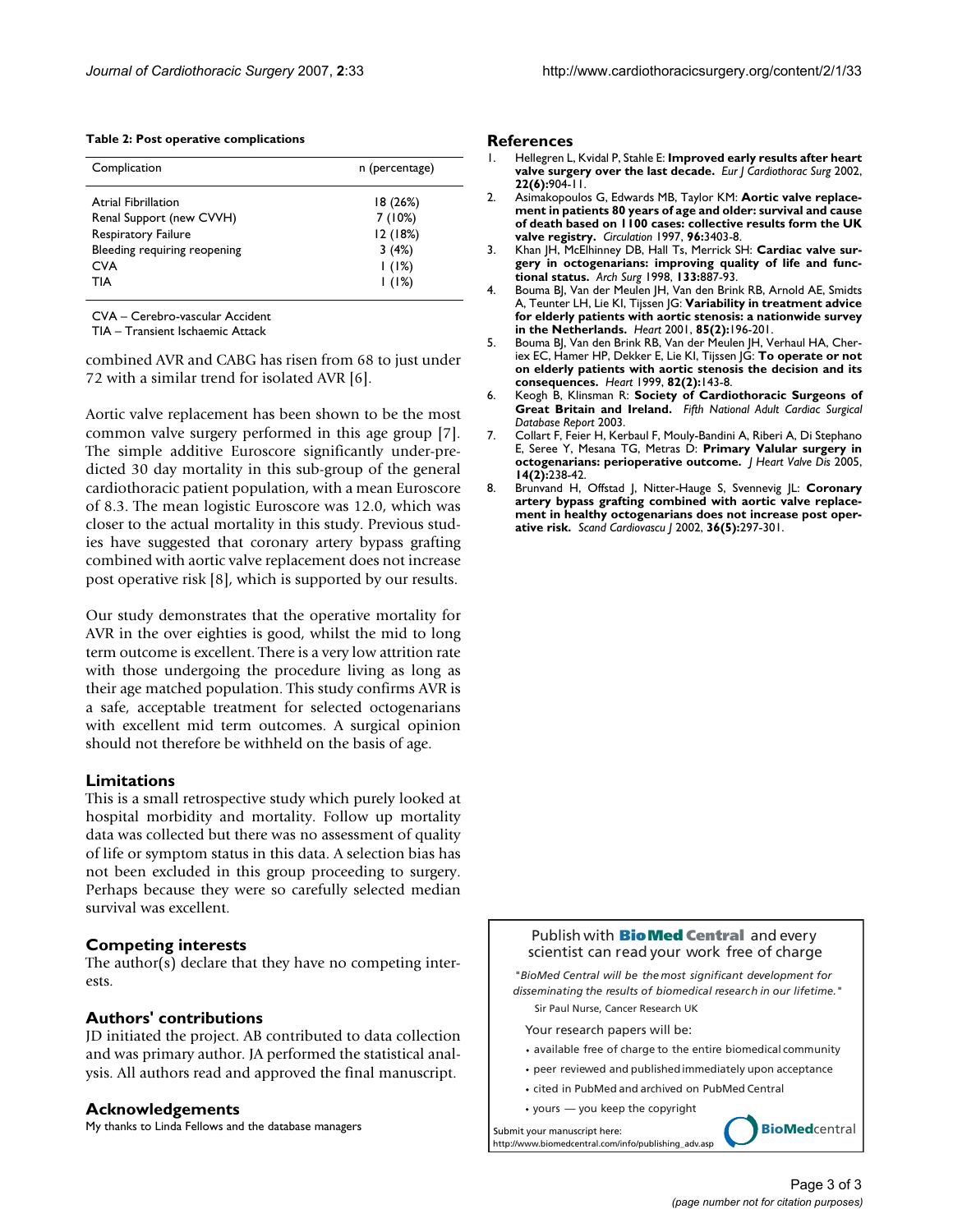**Table 2: Post operative complications**

| Complication | n (percentage) |
|---|---|
| Atrial Fibrillation | 18 (26%) |
| Renal Support (new CVVH) | 7 (10%) |
| Respiratory Failure | 12 (18%) |
| Bleeding requiring reopening | 3 (4%) |
| CVA | 1 (1%) |
| TIA | 1 (1%) |

CVA – Cerebro-vascular Accident
TIA – Transient Ischaemic Attack

combined AVR and CABG has risen from 68 to just under 72 with a similar trend for isolated AVR [6].

Aortic valve replacement has been shown to be the most common valve surgery performed in this age group [7]. The simple additive Euroscore significantly under-predicted 30 day mortality in this sub-group of the general cardiothoracic patient population, with a mean Euroscore of 8.3. The mean logistic Euroscore was 12.0, which was closer to the actual mortality in this study. Previous studies have suggested that coronary artery bypass grafting combined with aortic valve replacement does not increase post operative risk [8], which is supported by our results.

Our study demonstrates that the operative mortality for AVR in the over eighties is good, whilst the mid to long term outcome is excellent. There is a very low attrition rate with those undergoing the procedure living as long as their age matched population. This study confirms AVR is a safe, acceptable treatment for selected octogenarians with excellent mid term outcomes. A surgical opinion should not therefore be withheld on the basis of age.

## Limitations

This is a small retrospective study which purely looked at hospital morbidity and mortality. Follow up mortality data was collected but there was no assessment of quality of life or symptom status in this data. A selection bias has not been excluded in this group proceeding to surgery. Perhaps because they were so carefully selected median survival was excellent.

## Competing interests

The author(s) declare that they have no competing interests.

## Authors' contributions

JD initiated the project. AB contributed to data collection and was primary author. JA performed the statistical analysis. All authors read and approved the final manuscript.

## Acknowledgements

My thanks to Linda Fellows and the database managers

## References

1. Hellegren L, Kvidal P, Stahle E: **Improved early results after heart valve surgery over the last decade.** *Eur J Cardiothorac Surg* 2002, **22(6):**904-11.
2. Asimakopoulos G, Edwards MB, Taylor KM: **Aortic valve replacement in patients 80 years of age and older: survival and cause of death based on 1100 cases: collective results form the UK valve registry.** *Circulation* 1997, **96:**3403-8.
3. Khan JH, McElhinney DB, Hall Ts, Merrick SH: **Cardiac valve surgery in octogenarians: improving quality of life and functional status.** *Arch Surg* 1998, **133:**887-93.
4. Bouma BJ, Van der Meulen JH, Van den Brink RB, Arnold AE, Smidts A, Teunter LH, Lie KI, Tijssen JG: **Variability in treatment advice for elderly patients with aortic stenosis: a nationwide survey in the Netherlands.** *Heart* 2001, **85(2):**196-201.
5. Bouma BJ, Van den Brink RB, Van der Meulen JH, Verhaul HA, Cheriex EC, Hamer HP, Dekker E, Lie KI, Tijssen JG: **To operate or not on elderly patients with aortic stenosis the decision and its consequences.** *Heart* 1999, **82(2):**143-8.
6. Keogh B, Klinsman R: **Society of Cardiothoracic Surgeons of Great Britain and Ireland.** *Fifth National Adult Cardiac Surgical Database Report* 2003.
7. Collart F, Feier H, Kerbaul F, Mouly-Bandini A, Riberi A, Di Stephano E, Seree Y, Mesana TG, Metras D: **Primary Valular surgery in octogenarians: perioperative outcome.** *J Heart Valve Dis* 2005, **14(2):**238-42.
8. Brunvand H, Offstad J, Nitter-Hauge S, Svennevig JL: **Coronary artery bypass grafting combined with aortic valve replacement in healthy octogenarians does not increase post operative risk.** *Scand Cardiovascu J* 2002, **36(5):**297-301.

Publish with **BioMed Central** and every scientist can read your work free of charge

*"BioMed Central will be the most significant development for disseminating the results of biomedical research in our lifetime."*
Sir Paul Nurse, Cancer Research UK

Your research papers will be:

- available free of charge to the entire biomedical community
- peer reviewed and published immediately upon acceptance
- cited in PubMed and archived on PubMed Central
- yours — you keep the copyright

Submit your manuscript here:
http://www.biomedcentral.com/info/publishing_adv.asp

BioMedcentral